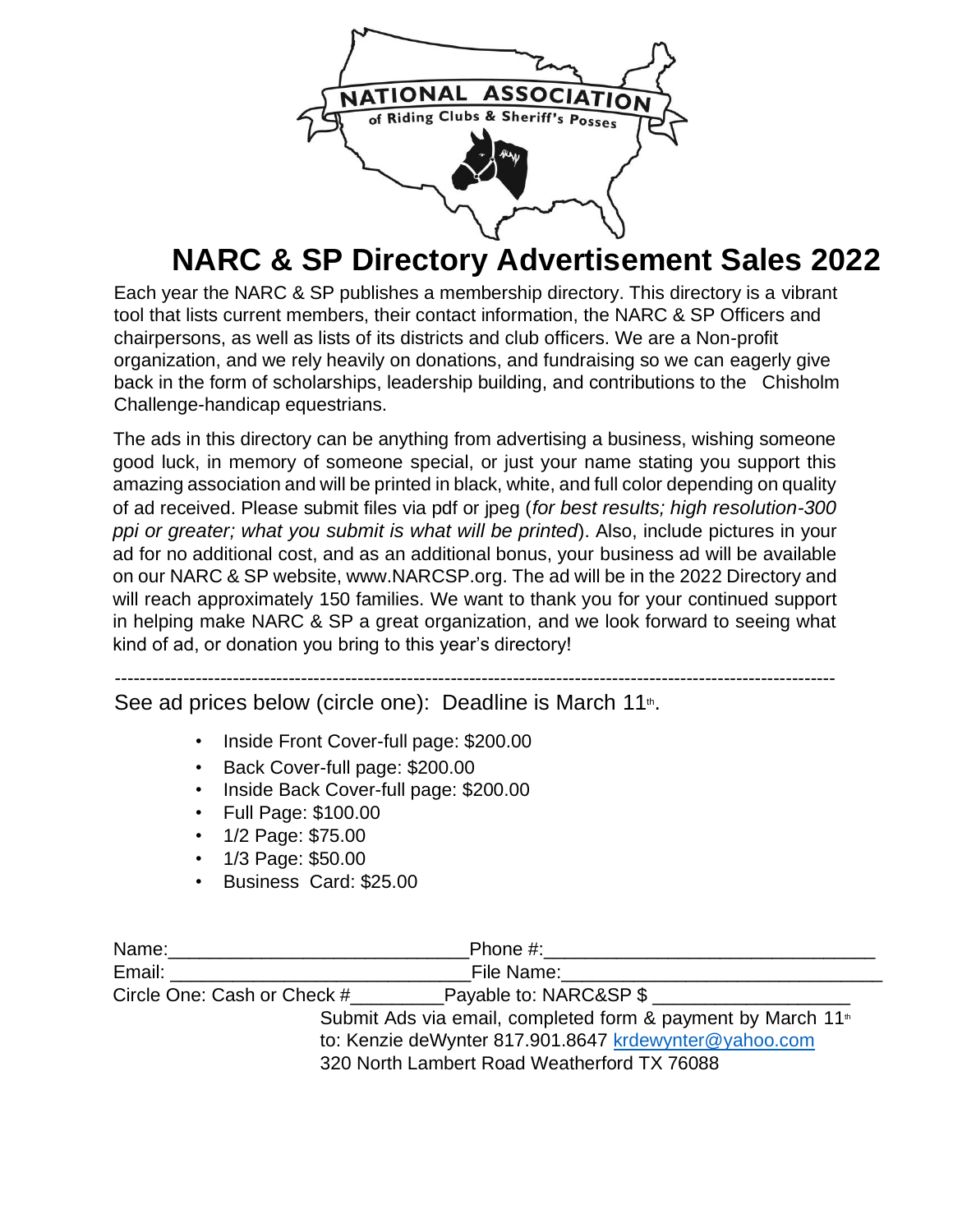NATIONAL ASSOCIATION of Riding Clubs & Sheriff's Posses

# NARC & SP Directory Advertisement Sales 2022

Each year the NARC & SP publishes a membership directory. This directory is a vibrant tool that lists current members, their contact information, the NARC & SP Officers and chairpersons, as well as lists of its districts and club officers. We are a Non-profit organization, and we rely heavily on donations, and fundraising so we can eagerly give back in the form of scholarships, leadership building, and contributions to the Chisholm Challenge-handicap equestrians.

The ads in this directory can be anything from advertising a business, wishing someone good luck, in memory of someone special, or just your name stating you support this amazing association and will be printed in black, white, and full color depending on quality of ad received. Please submit files via pdf or jpeg (*for best results; high resolution-300 ppi or greater; what you submit is what will be printed*). Also, include pictures in your ad for no additional cost, and as an additional bonus, your business ad will be available on our NARC & SP website, www.NARCSP.org. The ad will be in the 2022 Directory and will reach approximately 150 families. We want to thank you for your continued support in helping make NARC & SP a great organization, and we look forward to seeing what kind of ad, or donation you bring to this year's directory!

---

See ad prices below (circle one): Deadline is March 11th.

- Inside Front Cover-full page: $200.00
- Back Cover-full page: $200.00
- Inside Back Cover-full page: $200.00
- Full Page: $100.00
- 1/2 Page: $75.00
- 1/3 Page: $50.00
- Business Card: $25.00

Name:____________________________ Phone #:_______________________________

Email: ____________________________ File Name:______________________________

Circle One: Cash or Check #_________ Payable to: NARC&SP $ ___________________

Submit Ads via email, completed form & payment by March 11th

to: Kenzie deWynter 817.901.8647 krdewynter@yahoo.com

320 North Lambert Road Weatherford TX 76088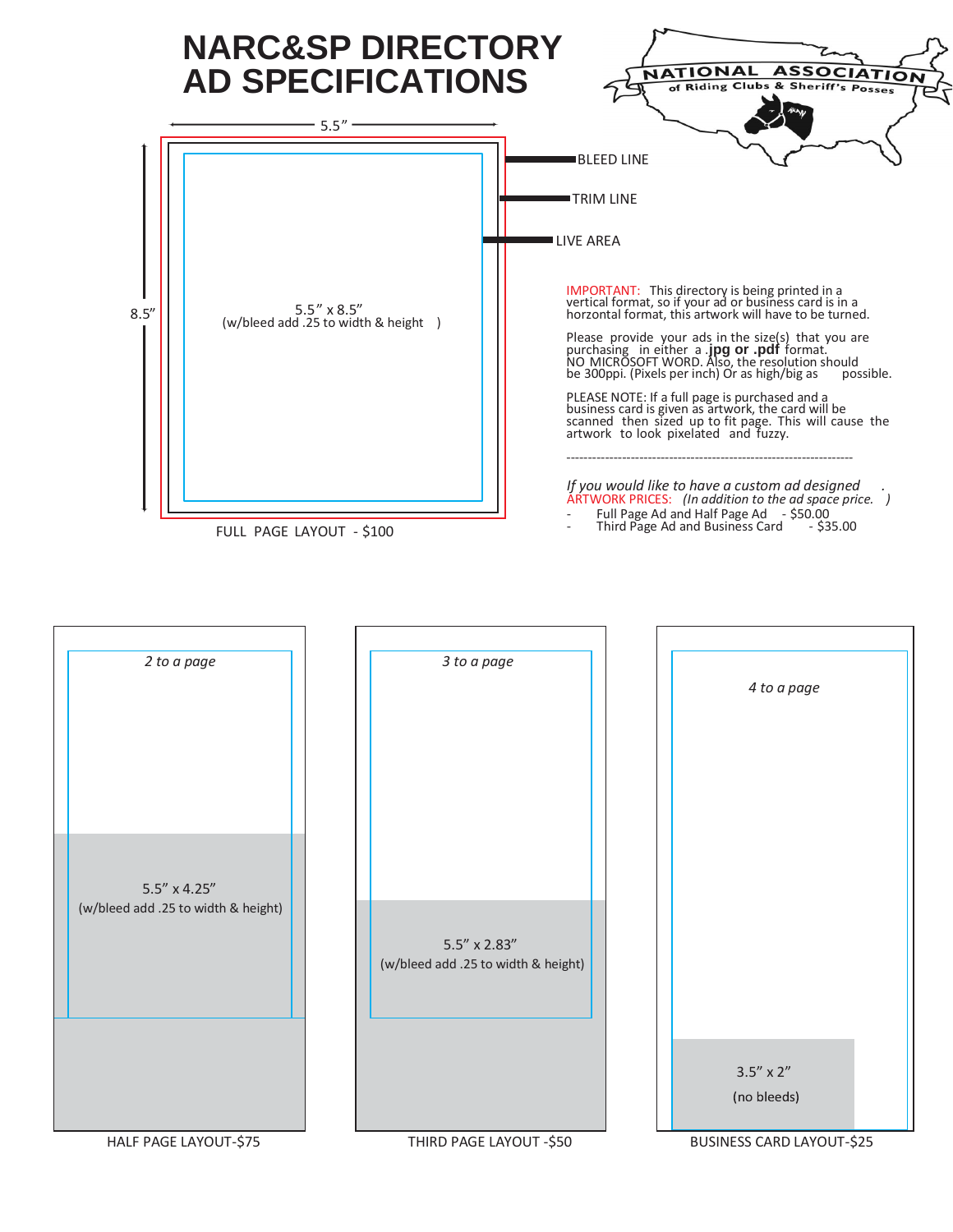# NARC&SP DIRECTORY AD SPECIFICATIONS

NATIONAL ASSOCIATION of Riding Clubs & Sheriff's Posses

5.5”

8.5”

BLEED LINE

TRIM LINE

LIVE AREA

5.5” x 8.5”
(w/bleed add .25 to width & height )

FULL PAGE LAYOUT - $100

IMPORTANT: This directory is being printed in a vertical format, so if your ad or business card is in a horzontal format, this artwork will have to be turned.

Please provide your ads in the size(s) that you are purchasing in either a **.jpg or .pdf** format. NO MICROSOFT WORD. Also, the resolution should be 300ppi. (Pixels per inch) Or as high/big as possible.

PLEASE NOTE: If a full page is purchased and a business card is given as artwork, the card will be scanned then sized up to fit page. This will cause the artwork to look pixelated and fuzzy.

---

*If you would like to have a custom ad designed .*
ARTWORK PRICES: *(In addition to the ad space price. )*

- Full Page Ad and Half Page Ad - $50.00
- Third Page Ad and Business Card - $35.00

*2 to a page*

5.5” x 4.25”
(w/bleed add .25 to width & height)

HALF PAGE LAYOUT-$75

*3 to a page*

5.5” x 2.83”
(w/bleed add .25 to width & height)

THIRD PAGE LAYOUT -$50

*4 to a page*

3.5” x 2”
(no bleeds)

BUSINESS CARD LAYOUT-$25